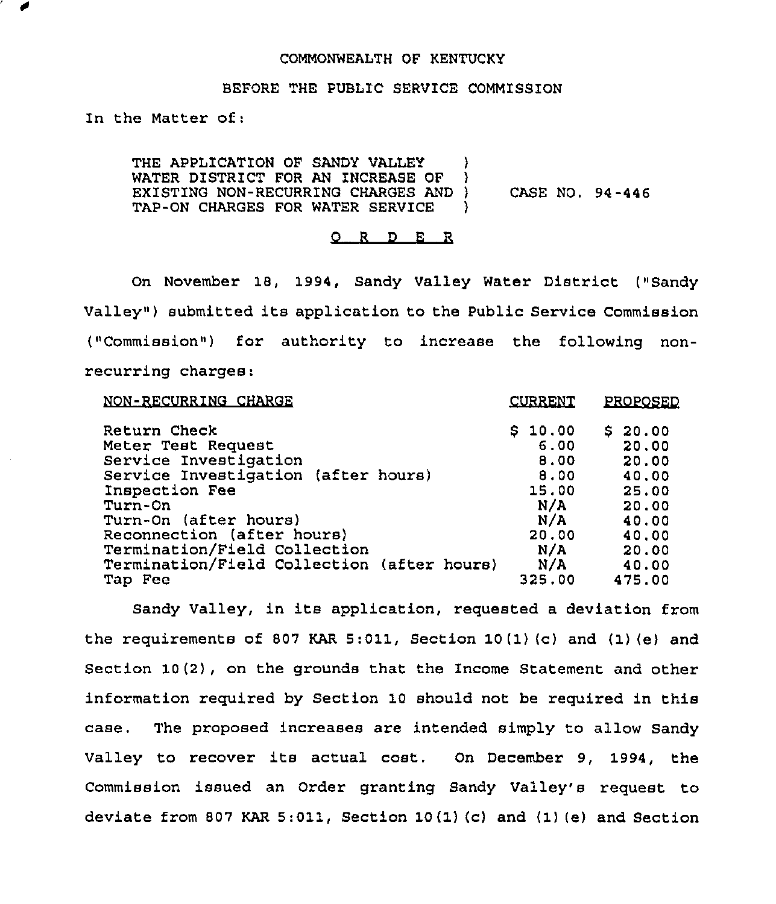COMMONWEALTH OF KENTUCKY

BEFORE THE PUBLIC SERVICE COMMISSION

In the Matter of:

THE APPLICATION OF SANDY VALLEY WATER DISTRICT FOR AN INCREASE OF EXISTING NON-RECURRING CHARGES AND TAP-ON CHARGES FOR WATER SERVICE ) CASE NO. 94-446

O R D E R

On November 18, 1994, Sandy Valley Water District ("Sandy Valley") submitted its application to the Public Service Commission ("Commission") for authority to increase the following non-recurring charges:

| NON-RECURRING CHARGE | CURRENT | PROPOSED |
|---|---|---|
| Return Check | $ 10.00 | $ 20.00 |
| Meter Test Request | 6.00 | 20.00 |
| Service Investigation | 8.00 | 20.00 |
| Service Investigation (after hours) | 8.00 | 40.00 |
| Inspection Fee | 15.00 | 25.00 |
| Turn-On | N/A | 20.00 |
| Turn-On (after hours) | N/A | 40.00 |
| Reconnection (after hours) | 20.00 | 40.00 |
| Termination/Field Collection | N/A | 20.00 |
| Termination/Field Collection (after hours) | N/A | 40.00 |
| Tap Fee | 325.00 | 475.00 |

Sandy Valley, in its application, requested a deviation from the requirements of 807 KAR 5:011, Section 10(1)(c) and (1)(e) and Section 10(2), on the grounds that the Income Statement and other information required by Section 10 should not be required in this case. The proposed increases are intended simply to allow Sandy Valley to recover its actual cost. On December 9, 1994, the Commission issued an Order granting Sandy Valley's request to deviate from 807 KAR 5:011, Section 10(1)(c) and (1)(e) and Section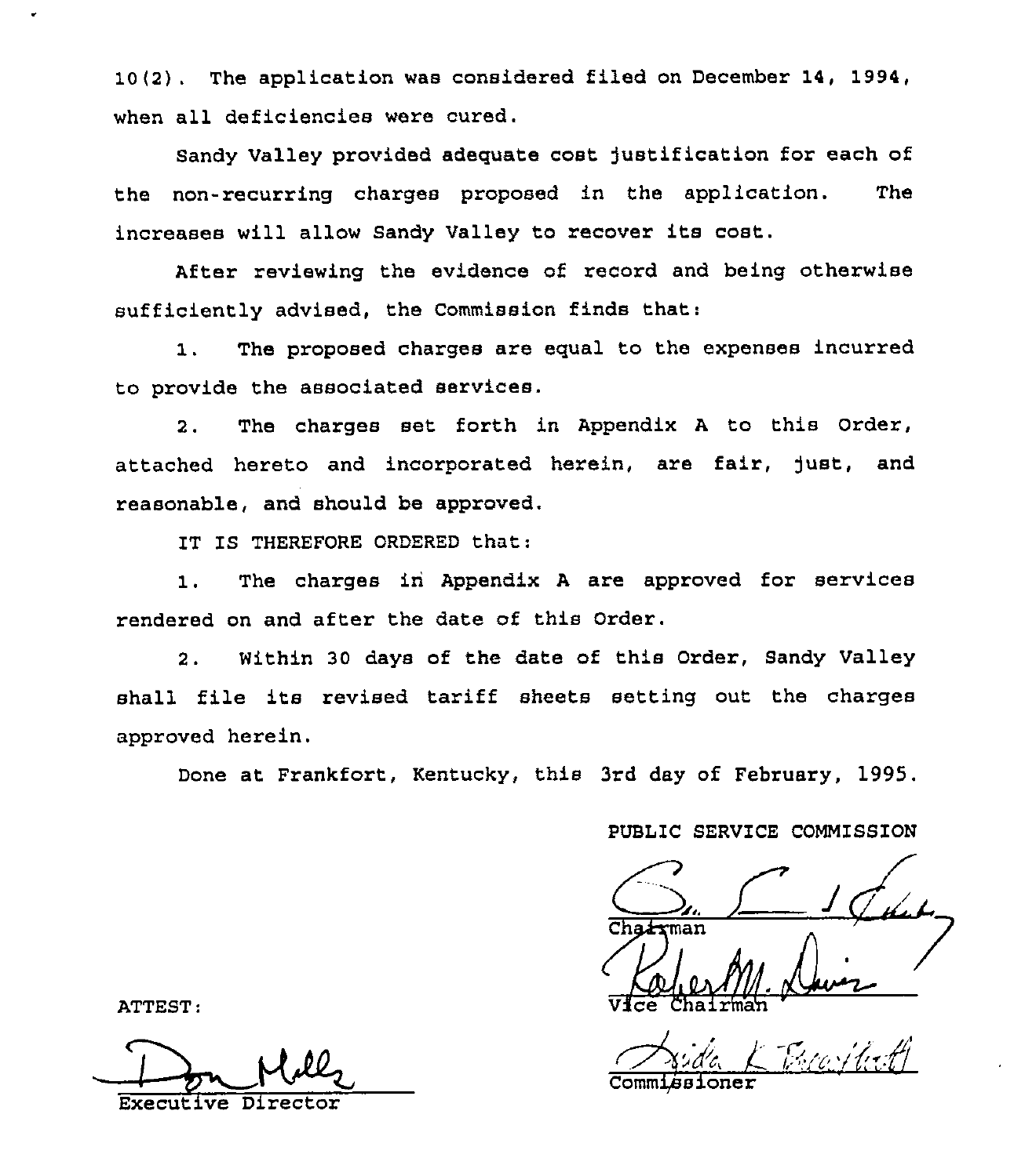10(2). The application was considered filed on December 14, 1994, when all deficiencies were cured.

Sandy Valley provided adequate cost justification for each of the non-recurring charges proposed in the application. The increases will allow Sandy Valley to recover its cost.

After reviewing the evidence of record and being otherwise sufficiently advised, the Commission finds that:

1. The proposed charges are equal to the expenses incurred to provide the associated services.

2. The charges set forth in Appendix A to this Order, attached hereto and incorporated herein, are fair, just, and reasonable, and should be approved.

IT IS THEREFORE ORDERED that:

1. The charges in Appendix A are approved for services rendered on and after the date of this Order.

2. Within 30 days of the date of this Order, Sandy Valley shall file its revised tariff sheets setting out the charges approved herein.

Done at Frankfort, Kentucky, this 3rd day of February, 1995.

PUBLIC SERVICE COMMISSION

Chairman

Vice Chairman

Commissioner

ATTEST:

Executive Director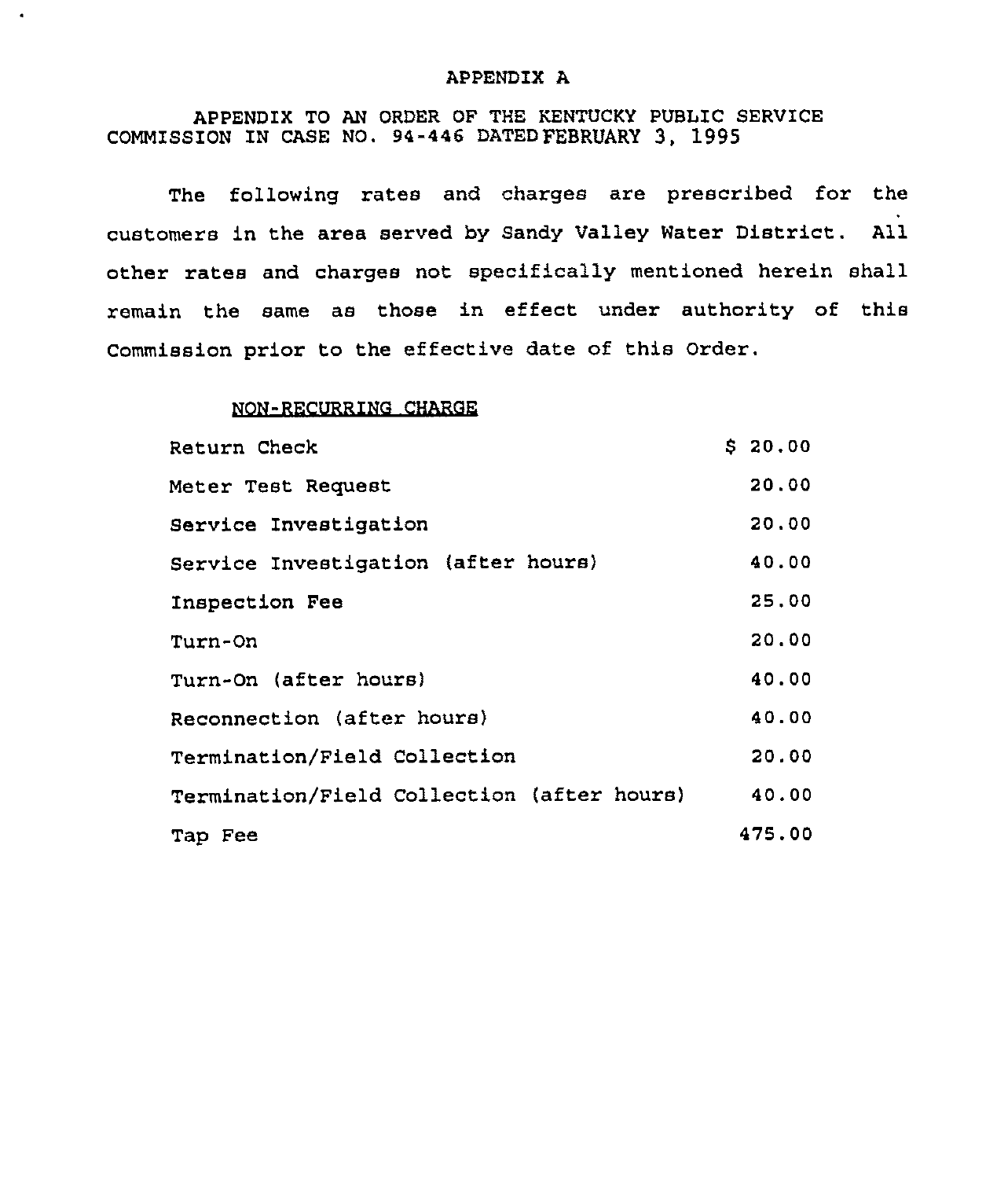# APPENDIX A

APPENDIX TO AN ORDER OF THE KENTUCKY PUBLIC SERVICE COMMISSION IN CASE NO. 94-446 DATED FEBRUARY 3, 1995

The following rates and charges are prescribed for the customers in the area served by Sandy Valley Water District. All other rates and charges not specifically mentioned herein shall remain the same as those in effect under authority of this Commission prior to the effective date of this Order.

NON-RECURRING CHARGE

| | |
|---|---|
| Return Check | $ 20.00 |
| Meter Test Request | 20.00 |
| Service Investigation | 20.00 |
| Service Investigation (after hours) | 40.00 |
| Inspection Fee | 25.00 |
| Turn-On | 20.00 |
| Turn-On (after hours) | 40.00 |
| Reconnection (after hours) | 40.00 |
| Termination/Field Collection | 20.00 |
| Termination/Field Collection (after hours) | 40.00 |
| Tap Fee | 475.00 |